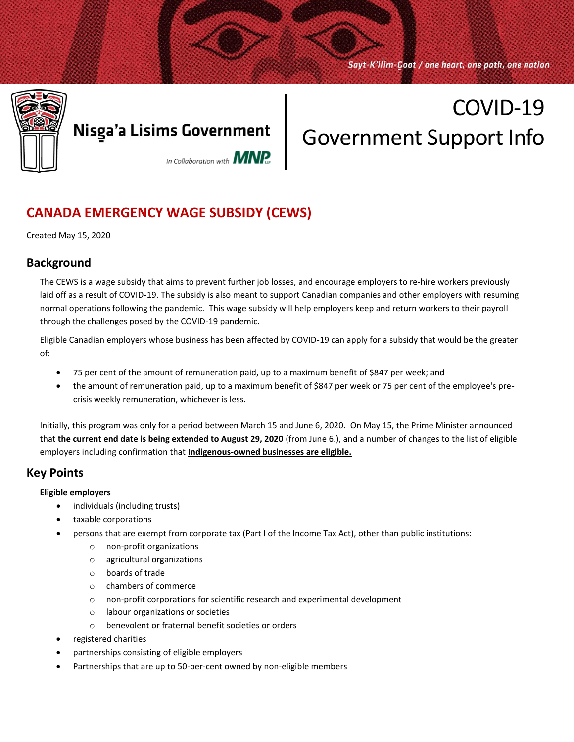Sayt-K'il̓im-Goot / one heart, one path, one nation

Nisg̱a'a Lisims Government

In Collaboration with MNP LLP

# COVID-19 Government Support Info

## CANADA EMERGENCY WAGE SUBSIDY (CEWS)

Created May 15, 2020

### Background

The CEWS is a wage subsidy that aims to prevent further job losses, and encourage employers to re-hire workers previously laid off as a result of COVID-19. The subsidy is also meant to support Canadian companies and other employers with resuming normal operations following the pandemic. This wage subsidy will help employers keep and return workers to their payroll through the challenges posed by the COVID-19 pandemic.

Eligible Canadian employers whose business has been affected by COVID-19 can apply for a subsidy that would be the greater of:

- 75 per cent of the amount of remuneration paid, up to a maximum benefit of $847 per week; and
- the amount of remuneration paid, up to a maximum benefit of $847 per week or 75 per cent of the employee's pre-crisis weekly remuneration, whichever is less.

Initially, this program was only for a period between March 15 and June 6, 2020. On May 15, the Prime Minister announced that **the current end date is being extended to August 29, 2020** (from June 6.), and a number of changes to the list of eligible employers including confirmation that **Indigenous-owned businesses are eligible.**

### Key Points

**Eligible employers**

- individuals (including trusts)
- taxable corporations
- persons that are exempt from corporate tax (Part I of the Income Tax Act), other than public institutions:
  - non-profit organizations
  - agricultural organizations
  - boards of trade
  - chambers of commerce
  - non-profit corporations for scientific research and experimental development
  - labour organizations or societies
  - benevolent or fraternal benefit societies or orders
- registered charities
- partnerships consisting of eligible employers
- Partnerships that are up to 50-per-cent owned by non-eligible members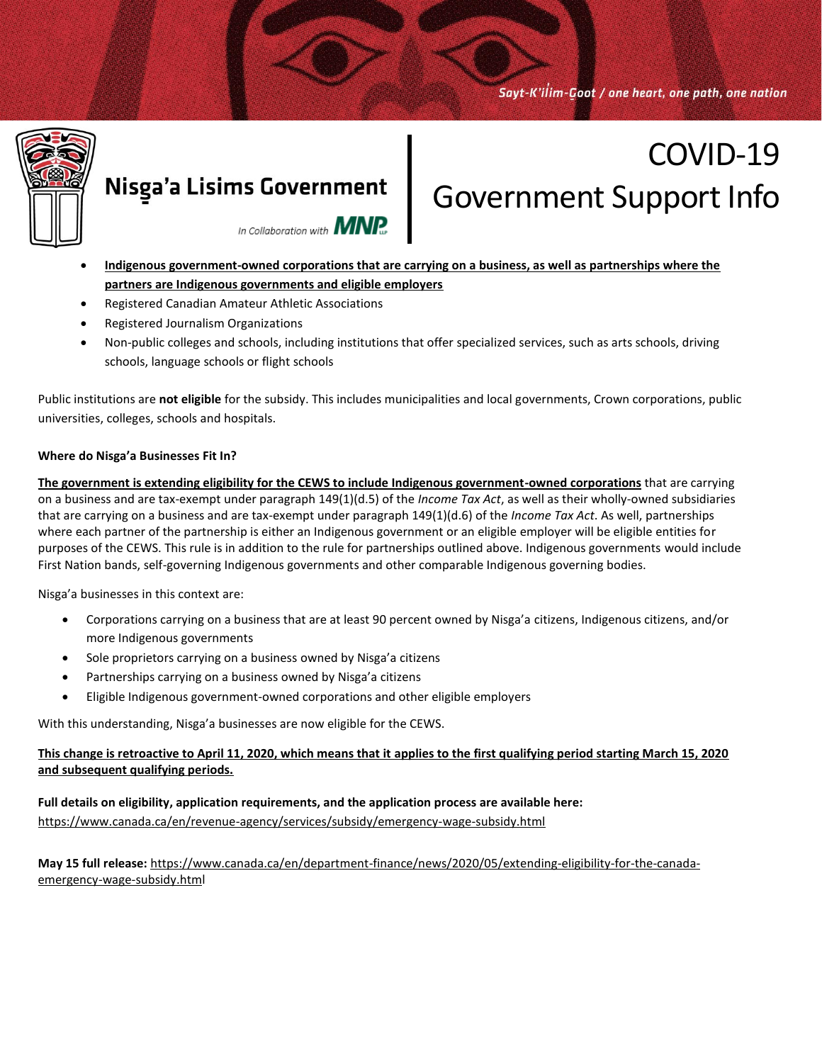- **Indigenous government-owned corporations that are carrying on a business, as well as partnerships where the partners are Indigenous governments and eligible employers**
- Registered Canadian Amateur Athletic Associations
- Registered Journalism Organizations
- Non-public colleges and schools, including institutions that offer specialized services, such as arts schools, driving schools, language schools or flight schools

Public institutions are **not eligible** for the subsidy. This includes municipalities and local governments, Crown corporations, public universities, colleges, schools and hospitals.

**Where do Nisga'a Businesses Fit In?**

**The government is extending eligibility for the CEWS to include Indigenous government-owned corporations** that are carrying on a business and are tax-exempt under paragraph 149(1)(d.5) of the *Income Tax Act*, as well as their wholly-owned subsidiaries that are carrying on a business and are tax-exempt under paragraph 149(1)(d.6) of the *Income Tax Act*. As well, partnerships where each partner of the partnership is either an Indigenous government or an eligible employer will be eligible entities for purposes of the CEWS. This rule is in addition to the rule for partnerships outlined above. Indigenous governments would include First Nation bands, self-governing Indigenous governments and other comparable Indigenous governing bodies.

Nisga'a businesses in this context are:

- Corporations carrying on a business that are at least 90 percent owned by Nisga'a citizens, Indigenous citizens, and/or more Indigenous governments
- Sole proprietors carrying on a business owned by Nisga'a citizens
- Partnerships carrying on a business owned by Nisga'a citizens
- Eligible Indigenous government-owned corporations and other eligible employers

With this understanding, Nisga'a businesses are now eligible for the CEWS.

**This change is retroactive to April 11, 2020, which means that it applies to the first qualifying period starting March 15, 2020 and subsequent qualifying periods.**

**Full details on eligibility, application requirements, and the application process are available here:**
https://www.canada.ca/en/revenue-agency/services/subsidy/emergency-wage-subsidy.html

**May 15 full release:** https://www.canada.ca/en/department-finance/news/2020/05/extending-eligibility-for-the-canada-emergency-wage-subsidy.html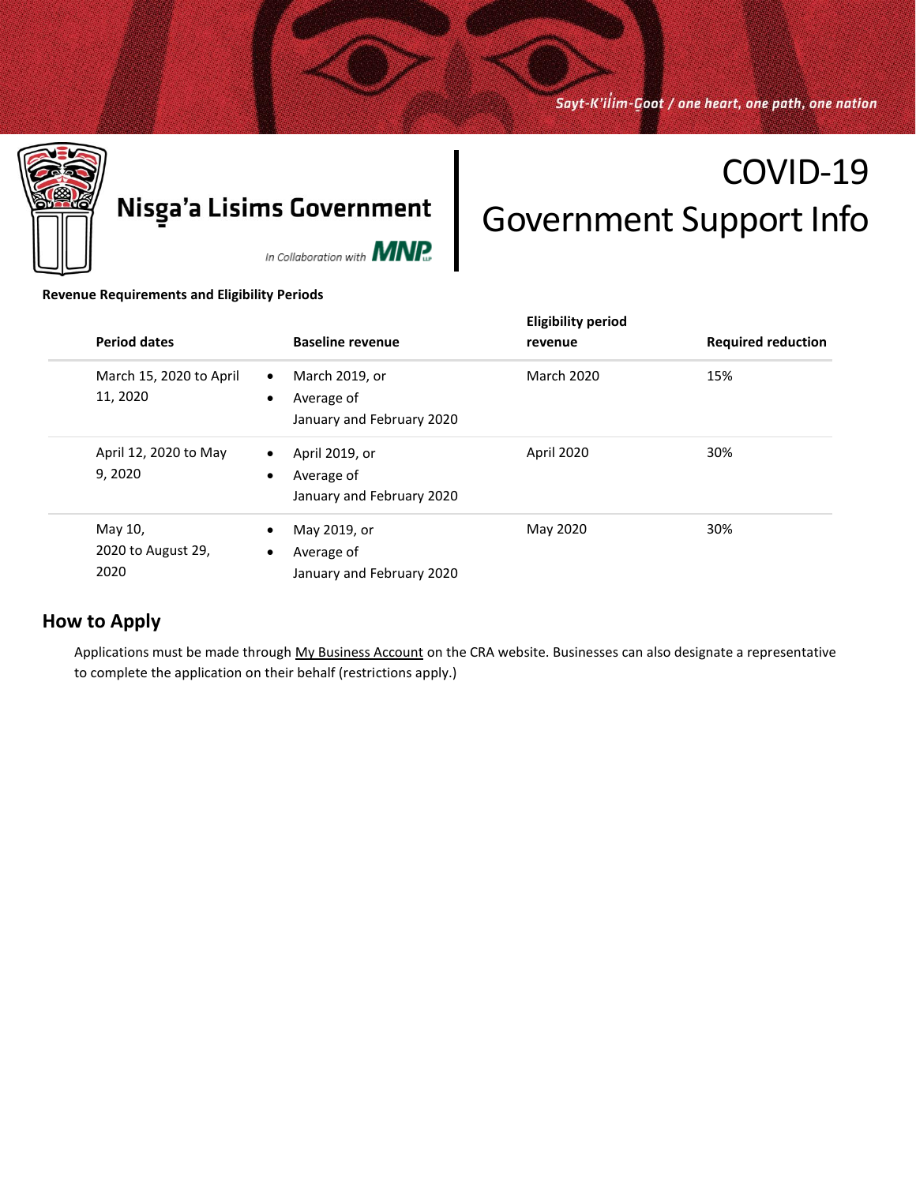**Revenue Requirements and Eligibility Periods**

| Period dates | Baseline revenue | Eligibility period revenue | Required reduction |
|---|---|---|---|
| March 15, 2020 to April 11, 2020 | • March 2019, or<br>• Average of January and February 2020 | March 2020 | 15% |
| April 12, 2020 to May 9, 2020 | • April 2019, or<br>• Average of January and February 2020 | April 2020 | 30% |
| May 10, 2020 to August 29, 2020 | • May 2019, or<br>• Average of January and February 2020 | May 2020 | 30% |

## How to Apply

Applications must be made through My Business Account on the CRA website. Businesses can also designate a representative to complete the application on their behalf (restrictions apply.)